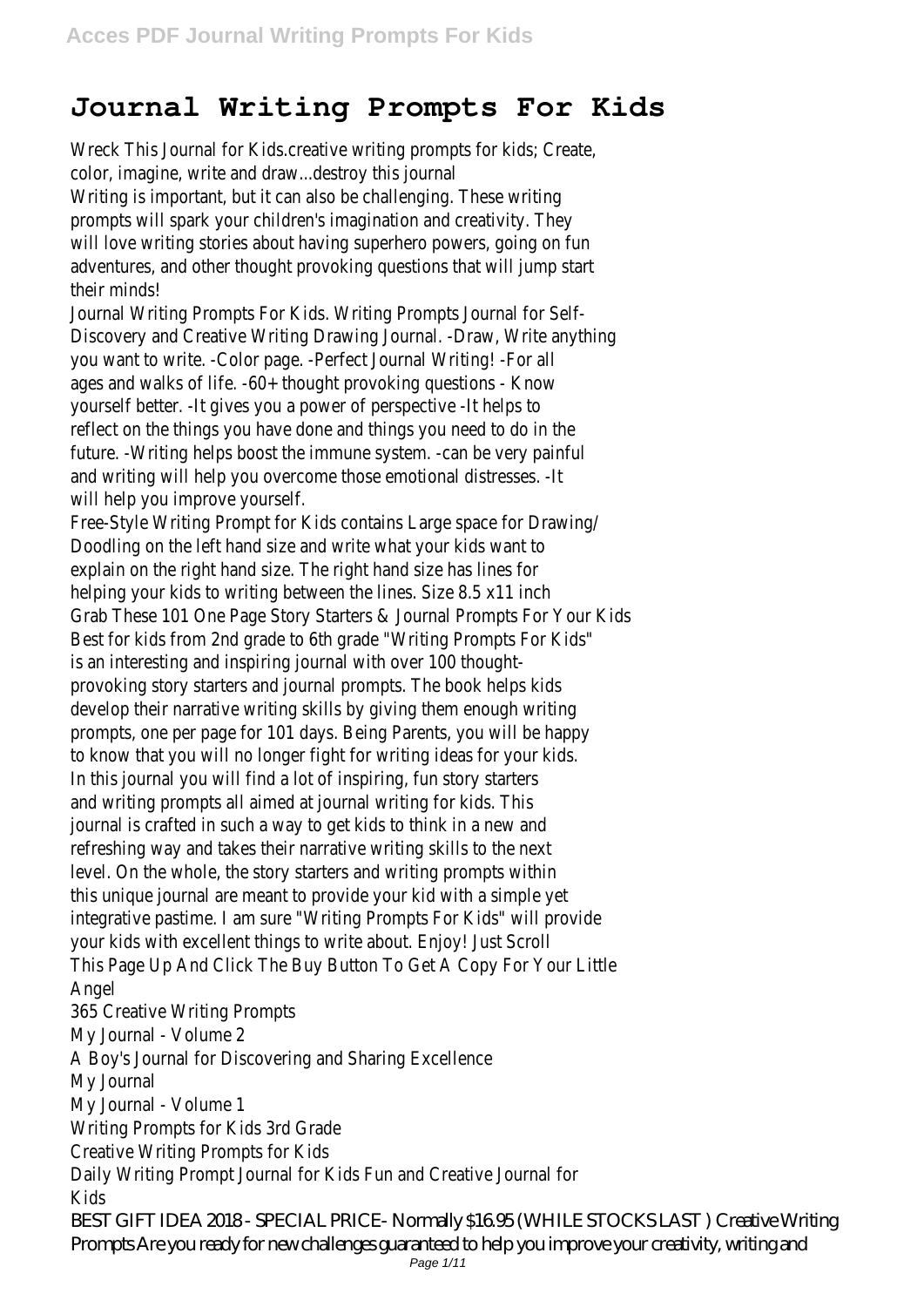# Journal Writing Prompts For Kids

Wreck This Journal for Kids.creative writing prompts for kids; Create, color, imagine, write and draw...destroy this journal

Writing is important, but it can also be challenging. These writing prompts will spark your children's imagination and creativity. They will love writing stories about having superhero powers, going on fun adventures, and other thought provoking questions that will jump start their minds!

Journal Writing Prompts For Kids. Writing Prompts Journal for Self-Discovery and Creative Writing Drawing Journal. -Draw, Write anything you want to write. -Color page. -Perfect Journal Writing! -For all ages and walks of life. -60+ thought provoking questions - Know yourself better. -It gives you a power of perspective -It helps to reflect on the things you have done and things you need to do in the future. -Writing helps boost the immune system. -can be very painful and writing will help you overcome those emotional distresses. -It will help you improve yourself.

Free-Style Writing Prompt for Kids contains Large space for Drawing/ Doodling on the left hand size and write what your kids want to explain on the right hand size. The right hand size has lines for helping your kids to writing between the lines. Size 8.5 x11 inch

Grab These 101 One Page Story Starters & Journal Prompts For Your Kids Best for kids from 2nd grade to 6th grade "Writing Prompts For Kids" is an interesting and inspiring journal with over 100 thought-provoking story starters and journal prompts. The book helps kids develop their narrative writing skills by giving them enough writing prompts, one per page for 101 days. Being Parents, you will be happy to know that you will no longer fight for writing ideas for your kids. In this journal you will find a lot of inspiring, fun story starters and writing prompts all aimed at journal writing for kids. This journal is crafted in such a way to get kids to think in a new and refreshing way and takes their narrative writing skills to the next level. On the whole, the story starters and writing prompts within this unique journal are meant to provide your kid with a simple yet integrative pastime. I am sure "Writing Prompts For Kids" will provide your kids with excellent things to write about. Enjoy! Just Scroll This Page Up And Click The Buy Button To Get A Copy For Your Little Angel

365 Creative Writing Prompts
My Journal - Volume 2
A Boy's Journal for Discovering and Sharing Excellence
My Journal
My Journal - Volume 1
Writing Prompts for Kids 3rd Grade
Creative Writing Prompts for Kids
Daily Writing Prompt Journal for Kids Fun and Creative Journal for Kids

BEST GIFT IDEA 2018 - SPECIAL PRICE- Normally $16.95 (WHILE STOCKS LAST ) Creative Writing Prompts Are you ready for new challenges guaranteed to help you improve your creativity, writing and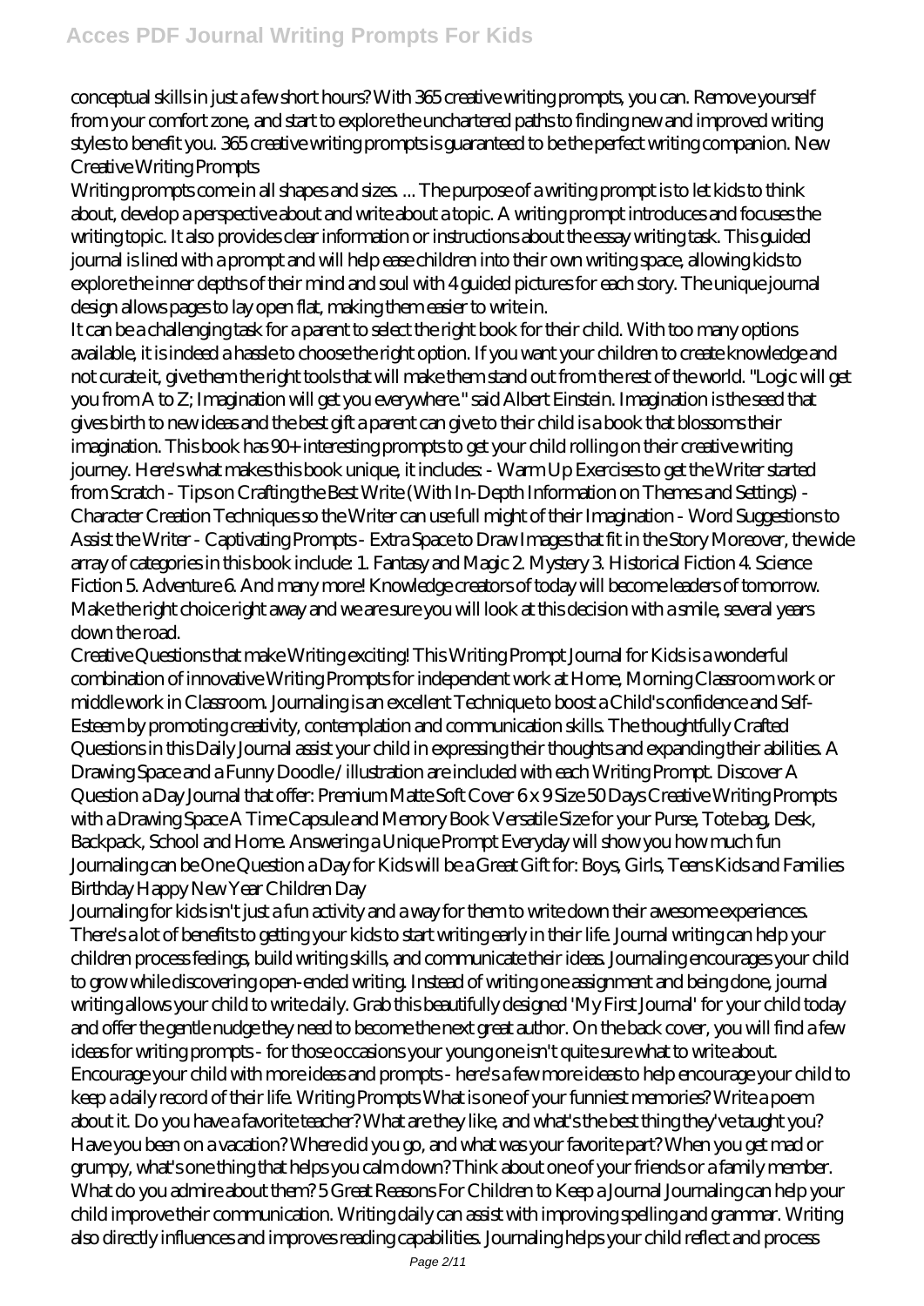conceptual skills in just a few short hours? With 365 creative writing prompts, you can. Remove yourself from your comfort zone, and start to explore the unchartered paths to finding new and improved writing styles to benefit you. 365 creative writing prompts is guaranteed to be the perfect writing companion. New Creative Writing Prompts

Writing prompts come in all shapes and sizes. ... The purpose of a writing prompt is to let kids to think about, develop a perspective about and write about a topic. A writing prompt introduces and focuses the writing topic. It also provides clear information or instructions about the essay writing task. This guided journal is lined with a prompt and will help ease children into their own writing space, allowing kids to explore the inner depths of their mind and soul with 4 guided pictures for each story. The unique journal design allows pages to lay open flat, making them easier to write in.

It can be a challenging task for a parent to select the right book for their child. With too many options available, it is indeed a hassle to choose the right option. If you want your children to create knowledge and not curate it, give them the right tools that will make them stand out from the rest of the world. "Logic will get you from A to Z; Imagination will get you everywhere." said Albert Einstein. Imagination is the seed that gives birth to new ideas and the best gift a parent can give to their child is a book that blossoms their imagination. This book has 90+ interesting prompts to get your child rolling on their creative writing journey. Here's what makes this book unique, it includes: - Warm Up Exercises to get the Writer started from Scratch - Tips on Crafting the Best Write (With In-Depth Information on Themes and Settings) - Character Creation Techniques so the Writer can use full might of their Imagination - Word Suggestions to Assist the Writer - Captivating Prompts - Extra Space to Draw Images that fit in the Story Moreover, the wide array of categories in this book include: 1. Fantasy and Magic 2. Mystery 3. Historical Fiction 4. Science Fiction 5. Adventure 6. And many more! Knowledge creators of today will become leaders of tomorrow. Make the right choice right away and we are sure you will look at this decision with a smile, several years down the road.

Creative Questions that make Writing exciting! This Writing Prompt Journal for Kids is a wonderful combination of innovative Writing Prompts for independent work at Home, Morning Classroom work or middle work in Classroom. Journaling is an excellent Technique to boost a Child's confidence and Self-Esteem by promoting creativity, contemplation and communication skills. The thoughtfully Crafted Questions in this Daily Journal assist your child in expressing their thoughts and expanding their abilities. A Drawing Space and a Funny Doodle / illustration are included with each Writing Prompt. Discover A Question a Day Journal that offer: Premium Matte Soft Cover 6 x 9 Size 50 Days Creative Writing Prompts with a Drawing Space A Time Capsule and Memory Book Versatile Size for your Purse, Tote bag, Desk, Backpack, School and Home. Answering a Unique Prompt Everyday will show you how much fun Journaling can be One Question a Day for Kids will be a Great Gift for: Boys, Girls, Teens Kids and Families Birthday Happy New Year Children Day

Journaling for kids isn't just a fun activity and a way for them to write down their awesome experiences. There's a lot of benefits to getting your kids to start writing early in their life. Journal writing can help your children process feelings, build writing skills, and communicate their ideas. Journaling encourages your child to grow while discovering open-ended writing. Instead of writing one assignment and being done, journal writing allows your child to write daily. Grab this beautifully designed 'My First Journal' for your child today and offer the gentle nudge they need to become the next great author. On the back cover, you will find a few ideas for writing prompts - for those occasions your young one isn't quite sure what to write about. Encourage your child with more ideas and prompts - here's a few more ideas to help encourage your child to keep a daily record of their life. Writing Prompts What is one of your funniest memories? Write a poem about it. Do you have a favorite teacher? What are they like, and what's the best thing they've taught you? Have you been on a vacation? Where did you go, and what was your favorite part? When you get mad or grumpy, what's one thing that helps you calm down? Think about one of your friends or a family member. What do you admire about them? 5 Great Reasons For Children to Keep a Journal Journaling can help your child improve their communication. Writing daily can assist with improving spelling and grammar. Writing also directly influences and improves reading capabilities. Journaling helps your child reflect and process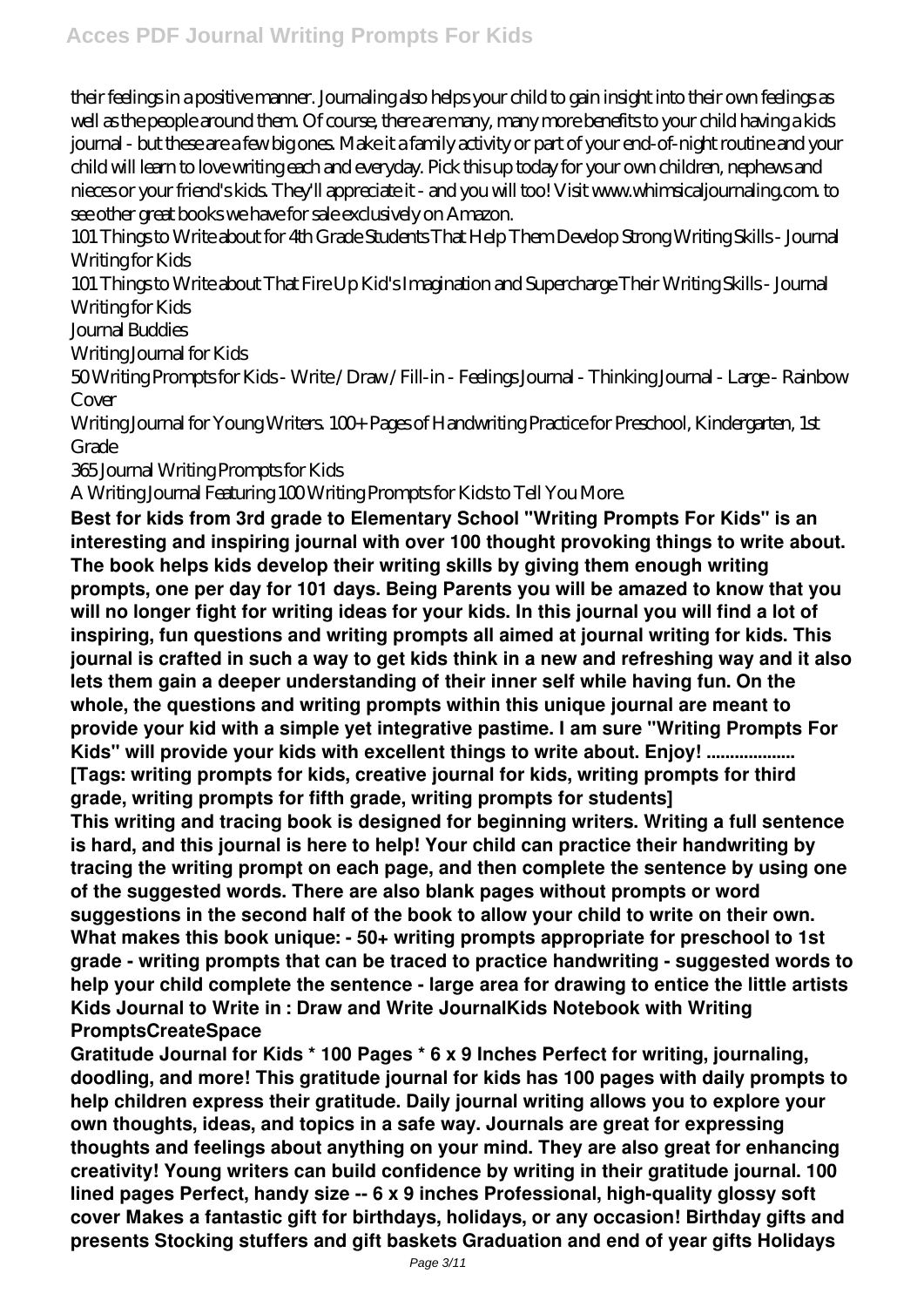their feelings in a positive manner. Journaling also helps your child to gain insight into their own feelings as well as the people around them. Of course, there are many, many more benefits to your child having a kids journal - but these are a few big ones. Make it a family activity or part of your end-of-night routine and your child will learn to love writing each and everyday. Pick this up today for your own children, nephews and nieces or your friend's kids. They'll appreciate it - and you will too! Visit www.whimsicaljournaling.com. to see other great books we have for sale exclusively on Amazon.

101 Things to Write about for 4th Grade Students That Help Them Develop Strong Writing Skills - Journal Writing for Kids

101 Things to Write about That Fire Up Kid's Imagination and Supercharge Their Writing Skills - Journal Writing for Kids

Journal Buddies

Writing Journal for Kids

50 Writing Prompts for Kids - Write / Draw / Fill-in - Feelings Journal - Thinking Journal - Large - Rainbow Cover

Writing Journal for Young Writers. 100+ Pages of Handwriting Practice for Preschool, Kindergarten, 1st Grade

365 Journal Writing Prompts for Kids

A Writing Journal Featuring 100 Writing Prompts for Kids to Tell You More.

**Best for kids from 3rd grade to Elementary School "Writing Prompts For Kids" is an interesting and inspiring journal with over 100 thought provoking things to write about. The book helps kids develop their writing skills by giving them enough writing prompts, one per day for 101 days. Being Parents you will be amazed to know that you will no longer fight for writing ideas for your kids. In this journal you will find a lot of inspiring, fun questions and writing prompts all aimed at journal writing for kids. This journal is crafted in such a way to get kids think in a new and refreshing way and it also lets them gain a deeper understanding of their inner self while having fun. On the whole, the questions and writing prompts within this unique journal are meant to provide your kid with a simple yet integrative pastime. I am sure "Writing Prompts For Kids" will provide your kids with excellent things to write about. Enjoy! .................. [Tags: writing prompts for kids, creative journal for kids, writing prompts for third grade, writing prompts for fifth grade, writing prompts for students]**

**This writing and tracing book is designed for beginning writers. Writing a full sentence is hard, and this journal is here to help! Your child can practice their handwriting by tracing the writing prompt on each page, and then complete the sentence by using one of the suggested words. There are also blank pages without prompts or word suggestions in the second half of the book to allow your child to write on their own. What makes this book unique: - 50+ writing prompts appropriate for preschool to 1st grade - writing prompts that can be traced to practice handwriting - suggested words to help your child complete the sentence - large area for drawing to entice the little artists**

**Kids Journal to Write in : Draw and Write JournalKids Notebook with Writing PromptsCreateSpace**

**Gratitude Journal for Kids * 100 Pages * 6 x 9 Inches Perfect for writing, journaling, doodling, and more! This gratitude journal for kids has 100 pages with daily prompts to help children express their gratitude. Daily journal writing allows you to explore your own thoughts, ideas, and topics in a safe way. Journals are great for expressing thoughts and feelings about anything on your mind. They are also great for enhancing creativity! Young writers can build confidence by writing in their gratitude journal. 100 lined pages Perfect, handy size -- 6 x 9 inches Professional, high-quality glossy soft cover Makes a fantastic gift for birthdays, holidays, or any occasion! Birthday gifts and presents Stocking stuffers and gift baskets Graduation and end of year gifts Holidays**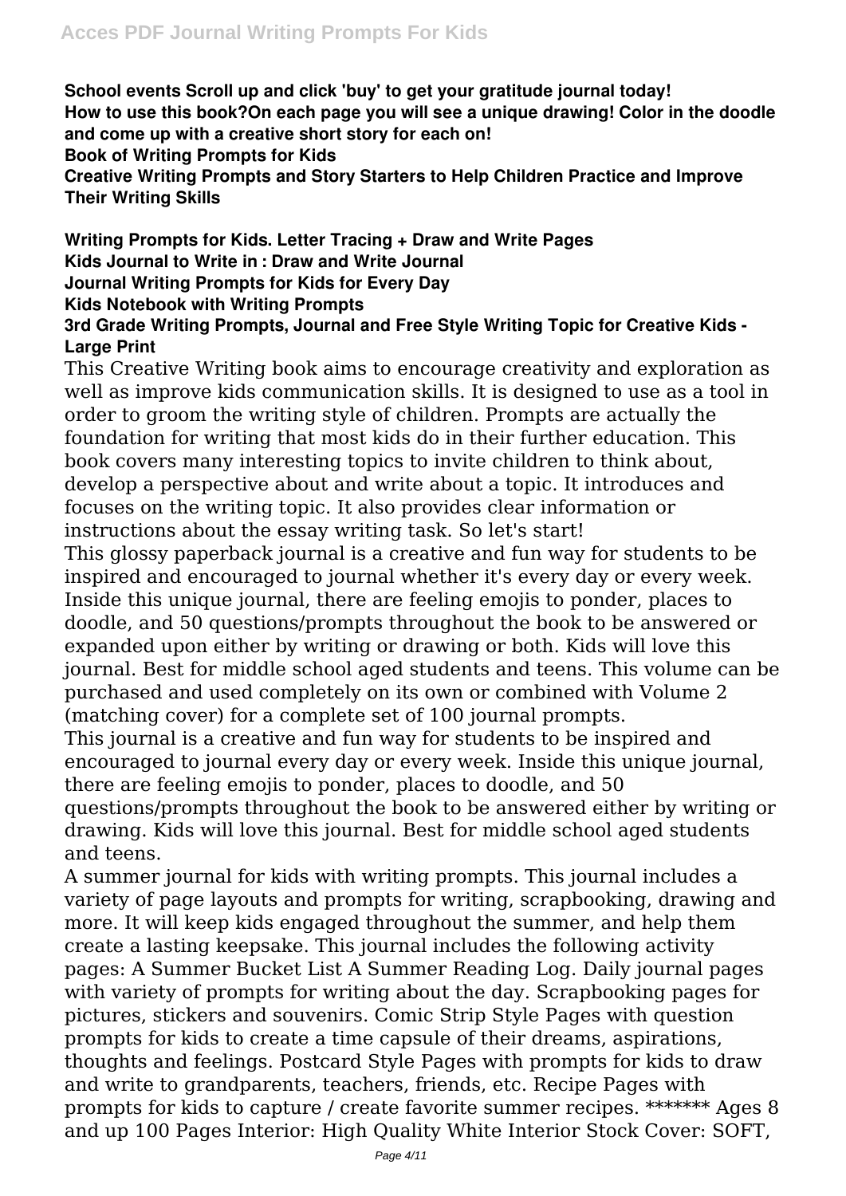**School events Scroll up and click 'buy' to get your gratitude journal today!**
**How to use this book?On each page you will see a unique drawing! Color in the doodle and come up with a creative short story for each on!**
**Book of Writing Prompts for Kids**
**Creative Writing Prompts and Story Starters to Help Children Practice and Improve Their Writing Skills**

**Writing Prompts for Kids. Letter Tracing + Draw and Write Pages**
**Kids Journal to Write in : Draw and Write Journal**
**Journal Writing Prompts for Kids for Every Day**
**Kids Notebook with Writing Prompts**
**3rd Grade Writing Prompts, Journal and Free Style Writing Topic for Creative Kids - Large Print**

This Creative Writing book aims to encourage creativity and exploration as well as improve kids communication skills. It is designed to use as a tool in order to groom the writing style of children. Prompts are actually the foundation for writing that most kids do in their further education. This book covers many interesting topics to invite children to think about, develop a perspective about and write about a topic. It introduces and focuses on the writing topic. It also provides clear information or instructions about the essay writing task. So let's start!

This glossy paperback journal is a creative and fun way for students to be inspired and encouraged to journal whether it's every day or every week. Inside this unique journal, there are feeling emojis to ponder, places to doodle, and 50 questions/prompts throughout the book to be answered or expanded upon either by writing or drawing or both. Kids will love this journal. Best for middle school aged students and teens. This volume can be purchased and used completely on its own or combined with Volume 2 (matching cover) for a complete set of 100 journal prompts.

This journal is a creative and fun way for students to be inspired and encouraged to journal every day or every week. Inside this unique journal, there are feeling emojis to ponder, places to doodle, and 50 questions/prompts throughout the book to be answered either by writing or drawing. Kids will love this journal. Best for middle school aged students and teens.

A summer journal for kids with writing prompts. This journal includes a variety of page layouts and prompts for writing, scrapbooking, drawing and more. It will keep kids engaged throughout the summer, and help them create a lasting keepsake. This journal includes the following activity pages: A Summer Bucket List A Summer Reading Log. Daily journal pages with variety of prompts for writing about the day. Scrapbooking pages for pictures, stickers and souvenirs. Comic Strip Style Pages with question prompts for kids to create a time capsule of their dreams, aspirations, thoughts and feelings. Postcard Style Pages with prompts for kids to draw and write to grandparents, teachers, friends, etc. Recipe Pages with prompts for kids to capture / create favorite summer recipes. ******* Ages 8 and up 100 Pages Interior: High Quality White Interior Stock Cover: SOFT,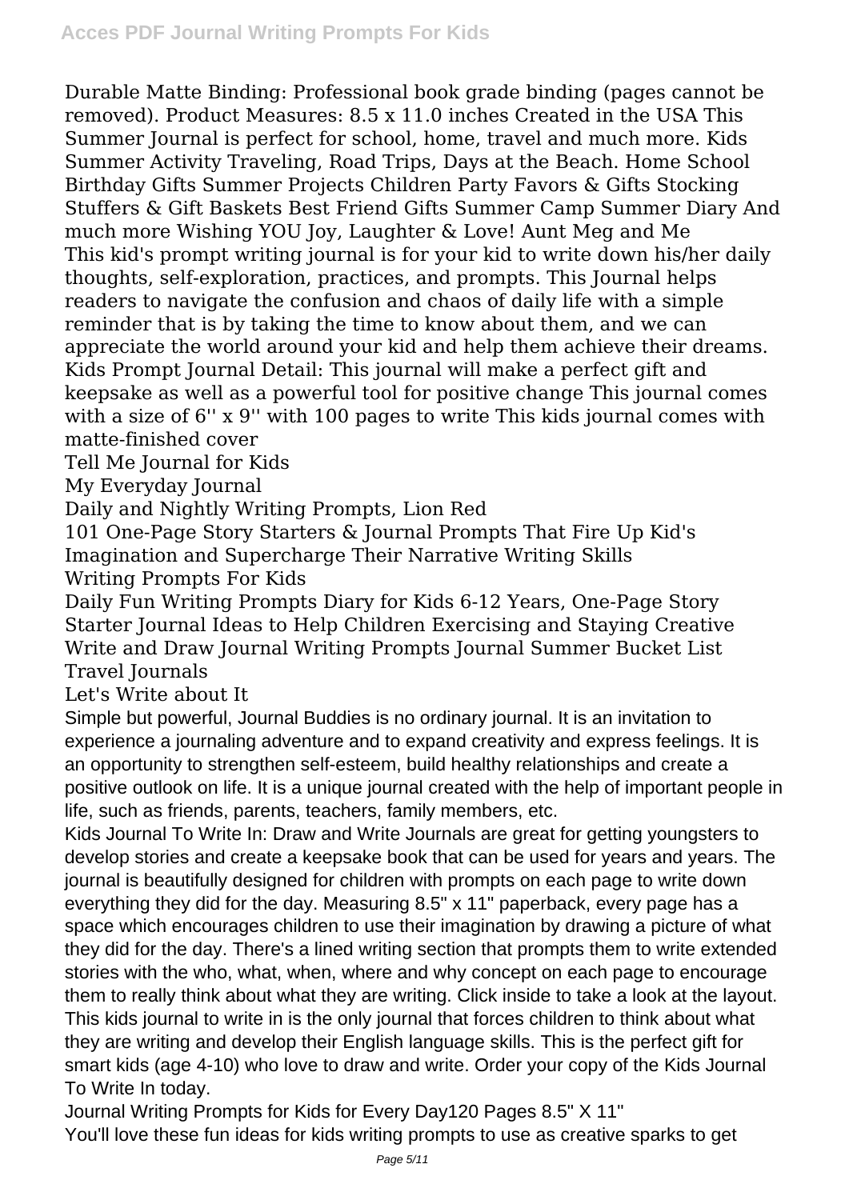Durable Matte Binding: Professional book grade binding (pages cannot be removed). Product Measures: 8.5 x 11.0 inches Created in the USA This Summer Journal is perfect for school, home, travel and much more. Kids Summer Activity Traveling, Road Trips, Days at the Beach. Home School Birthday Gifts Summer Projects Children Party Favors & Gifts Stocking Stuffers & Gift Baskets Best Friend Gifts Summer Camp Summer Diary And much more Wishing YOU Joy, Laughter & Love! Aunt Meg and Me

This kid's prompt writing journal is for your kid to write down his/her daily thoughts, self-exploration, practices, and prompts. This Journal helps readers to navigate the confusion and chaos of daily life with a simple reminder that is by taking the time to know about them, and we can appreciate the world around your kid and help them achieve their dreams. Kids Prompt Journal Detail: This journal will make a perfect gift and keepsake as well as a powerful tool for positive change This journal comes with a size of 6'' x 9'' with 100 pages to write This kids journal comes with matte-finished cover

Tell Me Journal for Kids

My Everyday Journal

Daily and Nightly Writing Prompts, Lion Red

101 One-Page Story Starters & Journal Prompts That Fire Up Kid's Imagination and Supercharge Their Narrative Writing Skills

Writing Prompts For Kids

Daily Fun Writing Prompts Diary for Kids 6-12 Years, One-Page Story Starter Journal Ideas to Help Children Exercising and Staying Creative

Write and Draw Journal Writing Prompts Journal Summer Bucket List Travel Journals

Let's Write about It

Simple but powerful, Journal Buddies is no ordinary journal. It is an invitation to experience a journaling adventure and to expand creativity and express feelings. It is an opportunity to strengthen self-esteem, build healthy relationships and create a positive outlook on life. It is a unique journal created with the help of important people in life, such as friends, parents, teachers, family members, etc.

Kids Journal To Write In: Draw and Write Journals are great for getting youngsters to develop stories and create a keepsake book that can be used for years and years. The journal is beautifully designed for children with prompts on each page to write down everything they did for the day. Measuring 8.5" x 11" paperback, every page has a space which encourages children to use their imagination by drawing a picture of what they did for the day. There's a lined writing section that prompts them to write extended stories with the who, what, when, where and why concept on each page to encourage them to really think about what they are writing. Click inside to take a look at the layout. This kids journal to write in is the only journal that forces children to think about what they are writing and develop their English language skills. This is the perfect gift for smart kids (age 4-10) who love to draw and write. Order your copy of the Kids Journal To Write In today.

Journal Writing Prompts for Kids for Every Day120 Pages 8.5" X 11"

You'll love these fun ideas for kids writing prompts to use as creative sparks to get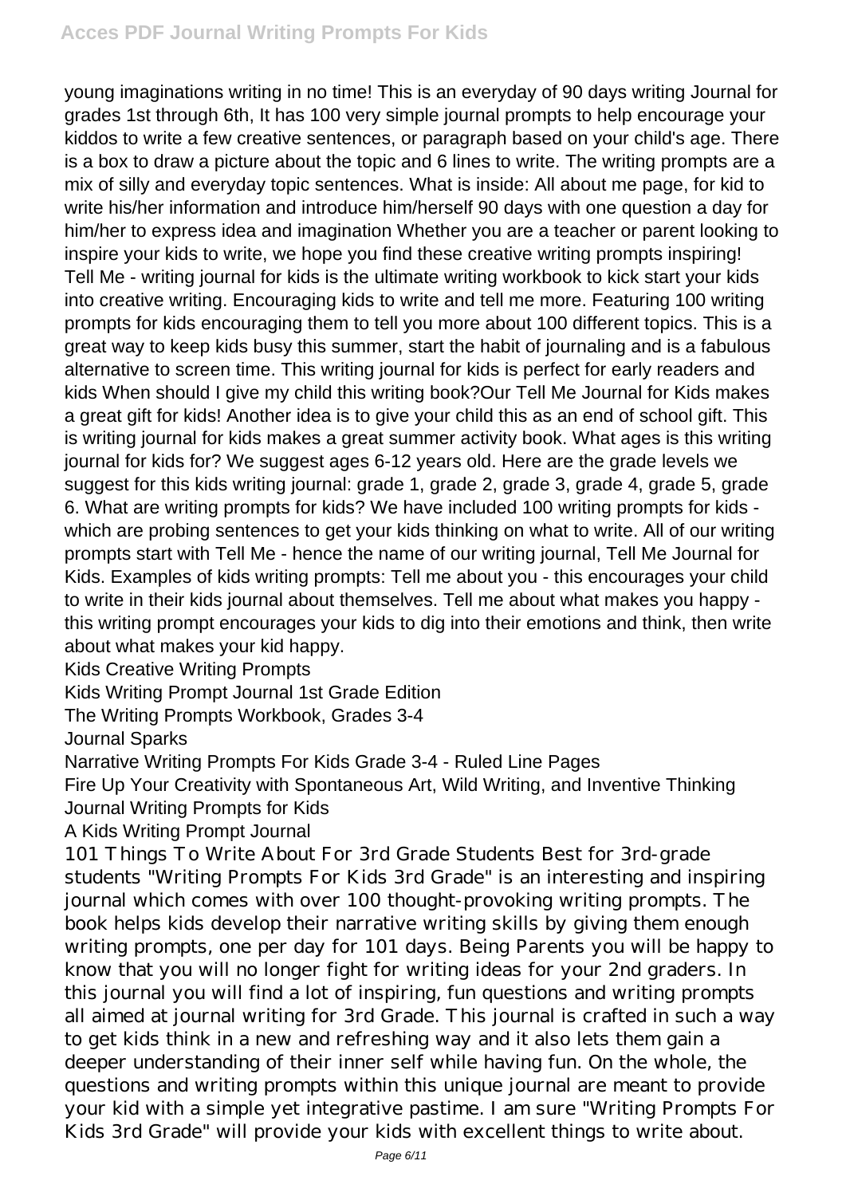young imaginations writing in no time! This is an everyday of 90 days writing Journal for grades 1st through 6th, It has 100 very simple journal prompts to help encourage your kiddos to write a few creative sentences, or paragraph based on your child's age. There is a box to draw a picture about the topic and 6 lines to write. The writing prompts are a mix of silly and everyday topic sentences. What is inside: All about me page, for kid to write his/her information and introduce him/herself 90 days with one question a day for him/her to express idea and imagination Whether you are a teacher or parent looking to inspire your kids to write, we hope you find these creative writing prompts inspiring!

Tell Me - writing journal for kids is the ultimate writing workbook to kick start your kids into creative writing. Encouraging kids to write and tell me more. Featuring 100 writing prompts for kids encouraging them to tell you more about 100 different topics. This is a great way to keep kids busy this summer, start the habit of journaling and is a fabulous alternative to screen time. This writing journal for kids is perfect for early readers and kids When should I give my child this writing book?Our Tell Me Journal for Kids makes a great gift for kids! Another idea is to give your child this as an end of school gift. This is writing journal for kids makes a great summer activity book. What ages is this writing journal for kids for? We suggest ages 6-12 years old. Here are the grade levels we suggest for this kids writing journal: grade 1, grade 2, grade 3, grade 4, grade 5, grade 6. What are writing prompts for kids? We have included 100 writing prompts for kids - which are probing sentences to get your kids thinking on what to write. All of our writing prompts start with Tell Me - hence the name of our writing journal, Tell Me Journal for Kids. Examples of kids writing prompts: Tell me about you - this encourages your child to write in their kids journal about themselves. Tell me about what makes you happy - this writing prompt encourages your kids to dig into their emotions and think, then write about what makes your kid happy.

Kids Creative Writing Prompts

Kids Writing Prompt Journal 1st Grade Edition

The Writing Prompts Workbook, Grades 3-4

Journal Sparks

Narrative Writing Prompts For Kids Grade 3-4 - Ruled Line Pages

Fire Up Your Creativity with Spontaneous Art, Wild Writing, and Inventive Thinking

Journal Writing Prompts for Kids

A Kids Writing Prompt Journal

101 Things To Write About For 3rd Grade Students Best for 3rd-grade students "Writing Prompts For Kids 3rd Grade" is an interesting and inspiring journal which comes with over 100 thought-provoking writing prompts. The book helps kids develop their narrative writing skills by giving them enough writing prompts, one per day for 101 days. Being Parents you will be happy to know that you will no longer fight for writing ideas for your 2nd graders. In this journal you will find a lot of inspiring, fun questions and writing prompts all aimed at journal writing for 3rd Grade. This journal is crafted in such a way to get kids think in a new and refreshing way and it also lets them gain a deeper understanding of their inner self while having fun. On the whole, the questions and writing prompts within this unique journal are meant to provide your kid with a simple yet integrative pastime. I am sure "Writing Prompts For Kids 3rd Grade" will provide your kids with excellent things to write about.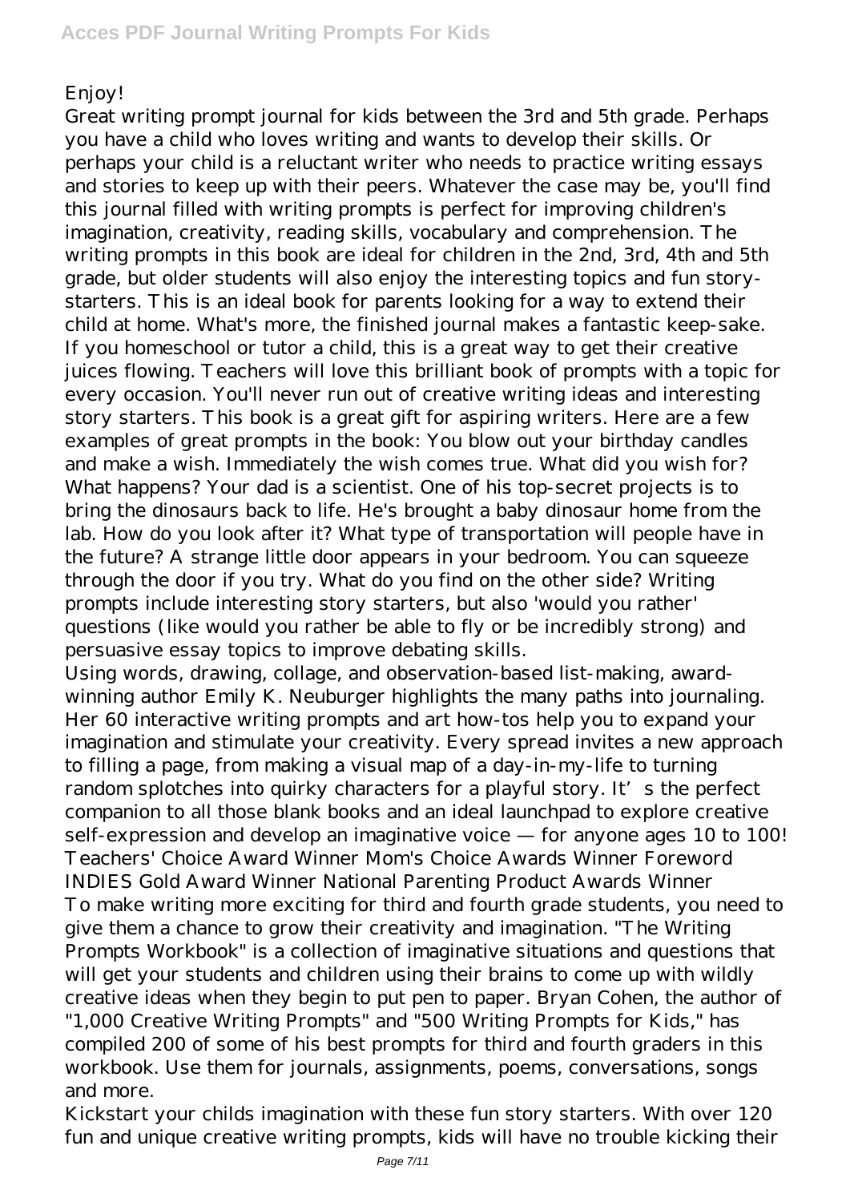Enjoy!

Great writing prompt journal for kids between the 3rd and 5th grade. Perhaps you have a child who loves writing and wants to develop their skills. Or perhaps your child is a reluctant writer who needs to practice writing essays and stories to keep up with their peers. Whatever the case may be, you'll find this journal filled with writing prompts is perfect for improving children's imagination, creativity, reading skills, vocabulary and comprehension. The writing prompts in this book are ideal for children in the 2nd, 3rd, 4th and 5th grade, but older students will also enjoy the interesting topics and fun story-starters. This is an ideal book for parents looking for a way to extend their child at home. What's more, the finished journal makes a fantastic keep-sake. If you homeschool or tutor a child, this is a great way to get their creative juices flowing. Teachers will love this brilliant book of prompts with a topic for every occasion. You'll never run out of creative writing ideas and interesting story starters. This book is a great gift for aspiring writers. Here are a few examples of great prompts in the book: You blow out your birthday candles and make a wish. Immediately the wish comes true. What did you wish for? What happens? Your dad is a scientist. One of his top-secret projects is to bring the dinosaurs back to life. He's brought a baby dinosaur home from the lab. How do you look after it? What type of transportation will people have in the future? A strange little door appears in your bedroom. You can squeeze through the door if you try. What do you find on the other side? Writing prompts include interesting story starters, but also 'would you rather' questions (like would you rather be able to fly or be incredibly strong) and persuasive essay topics to improve debating skills.

Using words, drawing, collage, and observation-based list-making, award-winning author Emily K. Neuburger highlights the many paths into journaling. Her 60 interactive writing prompts and art how-tos help you to expand your imagination and stimulate your creativity. Every spread invites a new approach to filling a page, from making a visual map of a day-in-my-life to turning random splotches into quirky characters for a playful story. It's the perfect companion to all those blank books and an ideal launchpad to explore creative self-expression and develop an imaginative voice — for anyone ages 10 to 100! Teachers' Choice Award Winner Mom's Choice Awards Winner Foreword INDIES Gold Award Winner National Parenting Product Awards Winner

To make writing more exciting for third and fourth grade students, you need to give them a chance to grow their creativity and imagination. "The Writing Prompts Workbook" is a collection of imaginative situations and questions that will get your students and children using their brains to come up with wildly creative ideas when they begin to put pen to paper. Bryan Cohen, the author of "1,000 Creative Writing Prompts" and "500 Writing Prompts for Kids," has compiled 200 of some of his best prompts for third and fourth graders in this workbook. Use them for journals, assignments, poems, conversations, songs and more.

Kickstart your childs imagination with these fun story starters. With over 120 fun and unique creative writing prompts, kids will have no trouble kicking their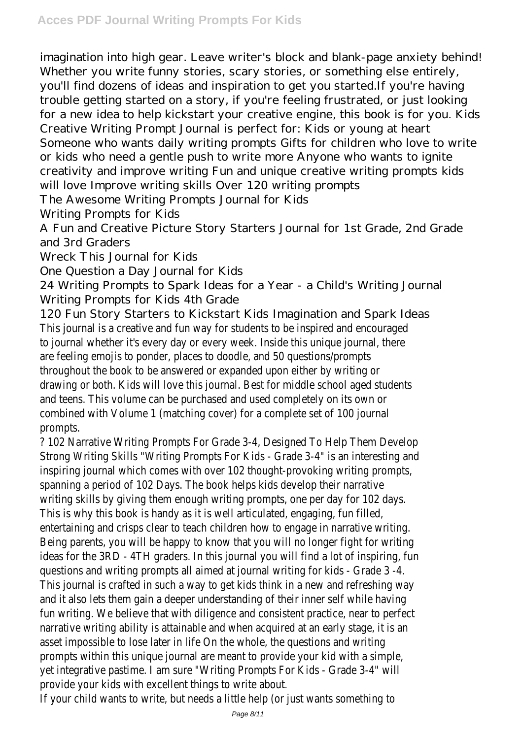imagination into high gear. Leave writer's block and blank-page anxiety behind! Whether you write funny stories, scary stories, or something else entirely, you'll find dozens of ideas and inspiration to get you started.If you're having trouble getting started on a story, if you're feeling frustrated, or just looking for a new idea to help kickstart your creative engine, this book is for you. Kids Creative Writing Prompt Journal is perfect for: Kids or young at heart Someone who wants daily writing prompts Gifts for children who love to write or kids who need a gentle push to write more Anyone who wants to ignite creativity and improve writing Fun and unique creative writing prompts kids will love Improve writing skills Over 120 writing prompts

The Awesome Writing Prompts Journal for Kids

Writing Prompts for Kids

A Fun and Creative Picture Story Starters Journal for 1st Grade, 2nd Grade and 3rd Graders

Wreck This Journal for Kids

One Question a Day Journal for Kids

24 Writing Prompts to Spark Ideas for a Year - a Child's Writing Journal

Writing Prompts for Kids 4th Grade

120 Fun Story Starters to Kickstart Kids Imagination and Spark Ideas

This journal is a creative and fun way for students to be inspired and encouraged to journal whether it's every day or every week. Inside this unique journal, there are feeling emojis to ponder, places to doodle, and 50 questions/prompts throughout the book to be answered or expanded upon either by writing or drawing or both. Kids will love this journal. Best for middle school aged students and teens. This volume can be purchased and used completely on its own or combined with Volume 1 (matching cover) for a complete set of 100 journal prompts.

? 102 Narrative Writing Prompts For Grade 3-4, Designed To Help Them Develop Strong Writing Skills "Writing Prompts For Kids - Grade 3-4" is an interesting and inspiring journal which comes with over 102 thought-provoking writing prompts, spanning a period of 102 Days. The book helps kids develop their narrative writing skills by giving them enough writing prompts, one per day for 102 days. This is why this book is handy as it is well articulated, engaging, fun filled, entertaining and crisps clear to teach children how to engage in narrative writing. Being parents, you will be happy to know that you will no longer fight for writing ideas for the 3RD - 4TH graders. In this journal you will find a lot of inspiring, fun questions and writing prompts all aimed at journal writing for kids - Grade 3 -4. This journal is crafted in such a way to get kids think in a new and refreshing way and it also lets them gain a deeper understanding of their inner self while having fun writing. We believe that with diligence and consistent practice, near to perfect narrative writing ability is attainable and when acquired at an early stage, it is an asset impossible to lose later in life On the whole, the questions and writing prompts within this unique journal are meant to provide your kid with a simple, yet integrative pastime. I am sure "Writing Prompts For Kids - Grade 3-4" will provide your kids with excellent things to write about.

If your child wants to write, but needs a little help (or just wants something to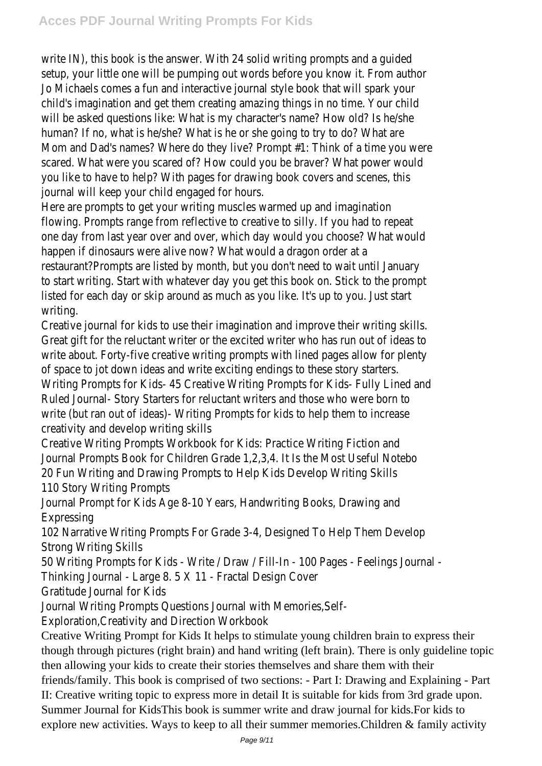write IN), this book is the answer. With 24 solid writing prompts and a guided setup, your little one will be pumping out words before you know it. From author Jo Michaels comes a fun and interactive journal style book that will spark your child's imagination and get them creating amazing things in no time. Your child will be asked questions like: What is my character's name? How old? Is he/she human? If no, what is he/she? What is he or she going to try to do? What are Mom and Dad's names? Where do they live? Prompt #1: Think of a time you were scared. What were you scared of? How could you be braver? What power would you like to have to help? With pages for drawing book covers and scenes, this journal will keep your child engaged for hours.

Here are prompts to get your writing muscles warmed up and imagination flowing. Prompts range from reflective to creative to silly. If you had to repeat one day from last year over and over, which day would you choose? What would happen if dinosaurs were alive now? What would a dragon order at a restaurant?Prompts are listed by month, but you don't need to wait until January to start writing. Start with whatever day you get this book on. Stick to the prompt listed for each day or skip around as much as you like. It's up to you. Just start writing.

Creative journal for kids to use their imagination and improve their writing skills. Great gift for the reluctant writer or the excited writer who has run out of ideas to write about. Forty-five creative writing prompts with lined pages allow for plenty of space to jot down ideas and write exciting endings to these story starters.

Writing Prompts for Kids- 45 Creative Writing Prompts for Kids- Fully Lined and Ruled Journal- Story Starters for reluctant writers and those who were born to write (but ran out of ideas)- Writing Prompts for kids to help them to increase creativity and develop writing skills

Creative Writing Prompts Workbook for Kids: Practice Writing Fiction and Journal Prompts Book for Children Grade 1,2,3,4. It Is the Most Useful Notebo

20 Fun Writing and Drawing Prompts to Help Kids Develop Writing Skills

110 Story Writing Prompts

Journal Prompt for Kids Age 8-10 Years, Handwriting Books, Drawing and Expressing

102 Narrative Writing Prompts For Grade 3-4, Designed To Help Them Develop Strong Writing Skills

50 Writing Prompts for Kids - Write / Draw / Fill-In - 100 Pages - Feelings Journal - Thinking Journal - Large 8. 5 X 11 - Fractal Design Cover

Gratitude Journal for Kids

Journal Writing Prompts Questions Journal with Memories,Self-Exploration,Creativity and Direction Workbook

Creative Writing Prompt for Kids It helps to stimulate young children brain to express their though through pictures (right brain) and hand writing (left brain). There is only guideline topic then allowing your kids to create their stories themselves and share them with their friends/family. This book is comprised of two sections: - Part I: Drawing and Explaining - Part II: Creative writing topic to express more in detail It is suitable for kids from 3rd grade upon.

Summer Journal for KidsThis book is summer write and draw journal for kids.For kids to explore new activities. Ways to keep to all their summer memories.Children & family activity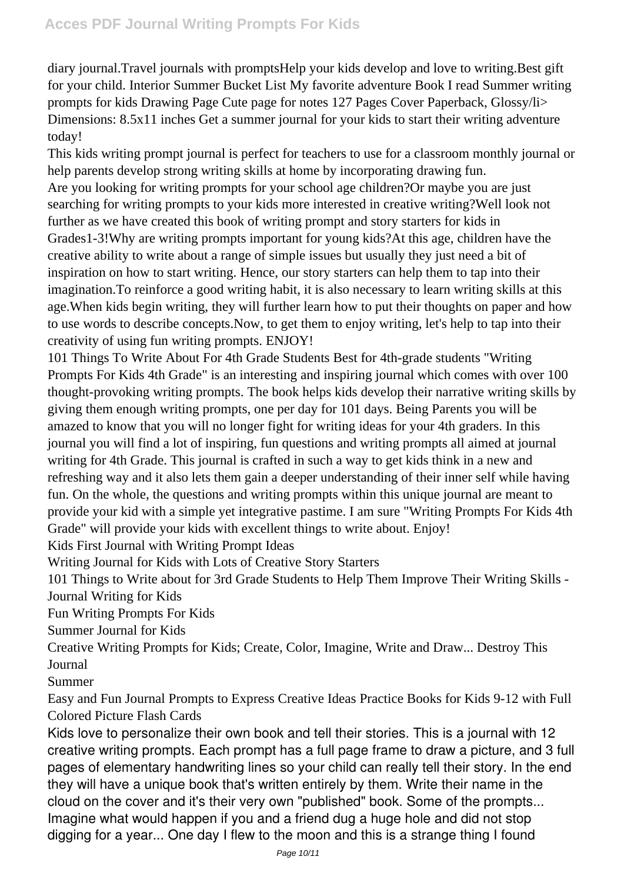diary journal.Travel journals with promptsHelp your kids develop and love to writing.Best gift for your child. Interior Summer Bucket List My favorite adventure Book I read Summer writing prompts for kids Drawing Page Cute page for notes 127 Pages Cover Paperback, Glossy/li> Dimensions: 8.5x11 inches Get a summer journal for your kids to start their writing adventure today!

This kids writing prompt journal is perfect for teachers to use for a classroom monthly journal or help parents develop strong writing skills at home by incorporating drawing fun.

Are you looking for writing prompts for your school age children?Or maybe you are just searching for writing prompts to your kids more interested in creative writing?Well look not further as we have created this book of writing prompt and story starters for kids in Grades1-3!Why are writing prompts important for young kids?At this age, children have the creative ability to write about a range of simple issues but usually they just need a bit of inspiration on how to start writing. Hence, our story starters can help them to tap into their imagination.To reinforce a good writing habit, it is also necessary to learn writing skills at this age.When kids begin writing, they will further learn how to put their thoughts on paper and how to use words to describe concepts.Now, to get them to enjoy writing, let's help to tap into their creativity of using fun writing prompts. ENJOY!

101 Things To Write About For 4th Grade Students Best for 4th-grade students "Writing Prompts For Kids 4th Grade" is an interesting and inspiring journal which comes with over 100 thought-provoking writing prompts. The book helps kids develop their narrative writing skills by giving them enough writing prompts, one per day for 101 days. Being Parents you will be amazed to know that you will no longer fight for writing ideas for your 4th graders. In this journal you will find a lot of inspiring, fun questions and writing prompts all aimed at journal writing for 4th Grade. This journal is crafted in such a way to get kids think in a new and refreshing way and it also lets them gain a deeper understanding of their inner self while having fun. On the whole, the questions and writing prompts within this unique journal are meant to provide your kid with a simple yet integrative pastime. I am sure "Writing Prompts For Kids 4th Grade" will provide your kids with excellent things to write about. Enjoy!

Kids First Journal with Writing Prompt Ideas

Writing Journal for Kids with Lots of Creative Story Starters

101 Things to Write about for 3rd Grade Students to Help Them Improve Their Writing Skills - Journal Writing for Kids

Fun Writing Prompts For Kids

Summer Journal for Kids

Creative Writing Prompts for Kids; Create, Color, Imagine, Write and Draw... Destroy This Journal

Summer

Easy and Fun Journal Prompts to Express Creative Ideas Practice Books for Kids 9-12 with Full Colored Picture Flash Cards

Kids love to personalize their own book and tell their stories. This is a journal with 12 creative writing prompts. Each prompt has a full page frame to draw a picture, and 3 full pages of elementary handwriting lines so your child can really tell their story. In the end they will have a unique book that's written entirely by them. Write their name in the cloud on the cover and it's their very own "published" book. Some of the prompts... Imagine what would happen if you and a friend dug a huge hole and did not stop digging for a year... One day I flew to the moon and this is a strange thing I found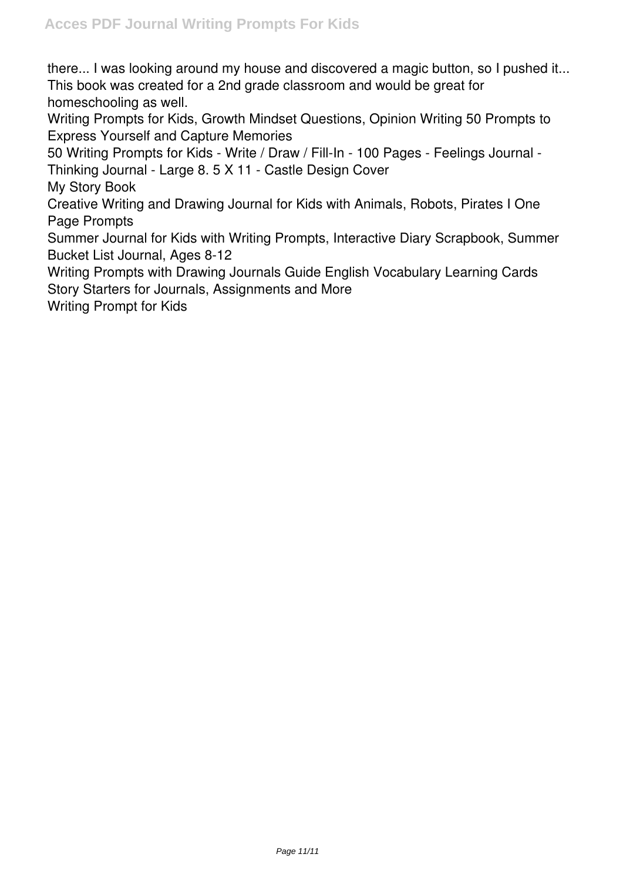there... I was looking around my house and discovered a magic button, so I pushed it... This book was created for a 2nd grade classroom and would be great for homeschooling as well.

Writing Prompts for Kids, Growth Mindset Questions, Opinion Writing 50 Prompts to Express Yourself and Capture Memories

50 Writing Prompts for Kids - Write / Draw / Fill-In - 100 Pages - Feelings Journal - Thinking Journal - Large 8. 5 X 11 - Castle Design Cover

My Story Book

Creative Writing and Drawing Journal for Kids with Animals, Robots, Pirates I One Page Prompts

Summer Journal for Kids with Writing Prompts, Interactive Diary Scrapbook, Summer Bucket List Journal, Ages 8-12

Writing Prompts with Drawing Journals Guide English Vocabulary Learning Cards

Story Starters for Journals, Assignments and More

Writing Prompt for Kids